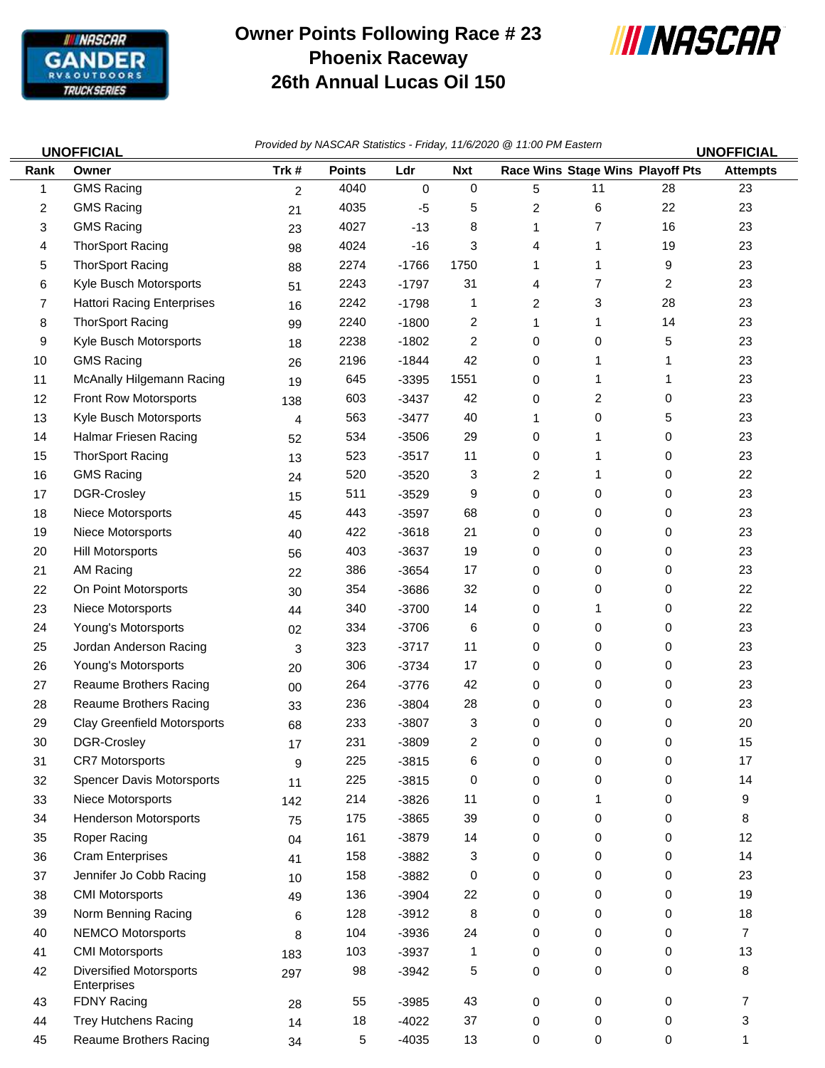# Owner Points Following Race # 23
# Phoenix Raceway
# 26th Annual Lucas Oil 150

**UNOFFICIAL** *Provided by NASCAR Statistics - Friday, 11/6/2020 @ 11:00 PM Eastern* **UNOFFICIAL**

| Rank | Owner | Trk # | Points | Ldr | Nxt | Race Wins | Stage Wins | Playoff Pts | Attempts |
|---|---|---|---|---|---|---|---|---|---|
| 1 | GMS Racing | 2 | 4040 | 0 | 0 | 5 | 11 | 28 | 23 |
| 2 | GMS Racing | 21 | 4035 | -5 | 5 | 2 | 6 | 22 | 23 |
| 3 | GMS Racing | 23 | 4027 | -13 | 8 | 1 | 7 | 16 | 23 |
| 4 | ThorSport Racing | 98 | 4024 | -16 | 3 | 4 | 1 | 19 | 23 |
| 5 | ThorSport Racing | 88 | 2274 | -1766 | 1750 | 1 | 1 | 9 | 23 |
| 6 | Kyle Busch Motorsports | 51 | 2243 | -1797 | 31 | 4 | 7 | 2 | 23 |
| 7 | Hattori Racing Enterprises | 16 | 2242 | -1798 | 1 | 2 | 3 | 28 | 23 |
| 8 | ThorSport Racing | 99 | 2240 | -1800 | 2 | 1 | 1 | 14 | 23 |
| 9 | Kyle Busch Motorsports | 18 | 2238 | -1802 | 2 | 0 | 0 | 5 | 23 |
| 10 | GMS Racing | 26 | 2196 | -1844 | 42 | 0 | 1 | 1 | 23 |
| 11 | McAnally Hilgemann Racing | 19 | 645 | -3395 | 1551 | 0 | 1 | 1 | 23 |
| 12 | Front Row Motorsports | 138 | 603 | -3437 | 42 | 0 | 2 | 0 | 23 |
| 13 | Kyle Busch Motorsports | 4 | 563 | -3477 | 40 | 1 | 0 | 5 | 23 |
| 14 | Halmar Friesen Racing | 52 | 534 | -3506 | 29 | 0 | 1 | 0 | 23 |
| 15 | ThorSport Racing | 13 | 523 | -3517 | 11 | 0 | 1 | 0 | 23 |
| 16 | GMS Racing | 24 | 520 | -3520 | 3 | 2 | 1 | 0 | 22 |
| 17 | DGR-Crosley | 15 | 511 | -3529 | 9 | 0 | 0 | 0 | 23 |
| 18 | Niece Motorsports | 45 | 443 | -3597 | 68 | 0 | 0 | 0 | 23 |
| 19 | Niece Motorsports | 40 | 422 | -3618 | 21 | 0 | 0 | 0 | 23 |
| 20 | Hill Motorsports | 56 | 403 | -3637 | 19 | 0 | 0 | 0 | 23 |
| 21 | AM Racing | 22 | 386 | -3654 | 17 | 0 | 0 | 0 | 23 |
| 22 | On Point Motorsports | 30 | 354 | -3686 | 32 | 0 | 0 | 0 | 22 |
| 23 | Niece Motorsports | 44 | 340 | -3700 | 14 | 0 | 1 | 0 | 22 |
| 24 | Young's Motorsports | 02 | 334 | -3706 | 6 | 0 | 0 | 0 | 23 |
| 25 | Jordan Anderson Racing | 3 | 323 | -3717 | 11 | 0 | 0 | 0 | 23 |
| 26 | Young's Motorsports | 20 | 306 | -3734 | 17 | 0 | 0 | 0 | 23 |
| 27 | Reaume Brothers Racing | 00 | 264 | -3776 | 42 | 0 | 0 | 0 | 23 |
| 28 | Reaume Brothers Racing | 33 | 236 | -3804 | 28 | 0 | 0 | 0 | 23 |
| 29 | Clay Greenfield Motorsports | 68 | 233 | -3807 | 3 | 0 | 0 | 0 | 20 |
| 30 | DGR-Crosley | 17 | 231 | -3809 | 2 | 0 | 0 | 0 | 15 |
| 31 | CR7 Motorsports | 9 | 225 | -3815 | 6 | 0 | 0 | 0 | 17 |
| 32 | Spencer Davis Motorsports | 11 | 225 | -3815 | 0 | 0 | 0 | 0 | 14 |
| 33 | Niece Motorsports | 142 | 214 | -3826 | 11 | 0 | 1 | 0 | 9 |
| 34 | Henderson Motorsports | 75 | 175 | -3865 | 39 | 0 | 0 | 0 | 8 |
| 35 | Roper Racing | 04 | 161 | -3879 | 14 | 0 | 0 | 0 | 12 |
| 36 | Cram Enterprises | 41 | 158 | -3882 | 3 | 0 | 0 | 0 | 14 |
| 37 | Jennifer Jo Cobb Racing | 10 | 158 | -3882 | 0 | 0 | 0 | 0 | 23 |
| 38 | CMI Motorsports | 49 | 136 | -3904 | 22 | 0 | 0 | 0 | 19 |
| 39 | Norm Benning Racing | 6 | 128 | -3912 | 8 | 0 | 0 | 0 | 18 |
| 40 | NEMCO Motorsports | 8 | 104 | -3936 | 24 | 0 | 0 | 0 | 7 |
| 41 | CMI Motorsports | 183 | 103 | -3937 | 1 | 0 | 0 | 0 | 13 |
| 42 | Diversified Motorsports Enterprises | 297 | 98 | -3942 | 5 | 0 | 0 | 0 | 8 |
| 43 | FDNY Racing | 28 | 55 | -3985 | 43 | 0 | 0 | 0 | 7 |
| 44 | Trey Hutchens Racing | 14 | 18 | -4022 | 37 | 0 | 0 | 0 | 3 |
| 45 | Reaume Brothers Racing | 34 | 5 | -4035 | 13 | 0 | 0 | 0 | 1 |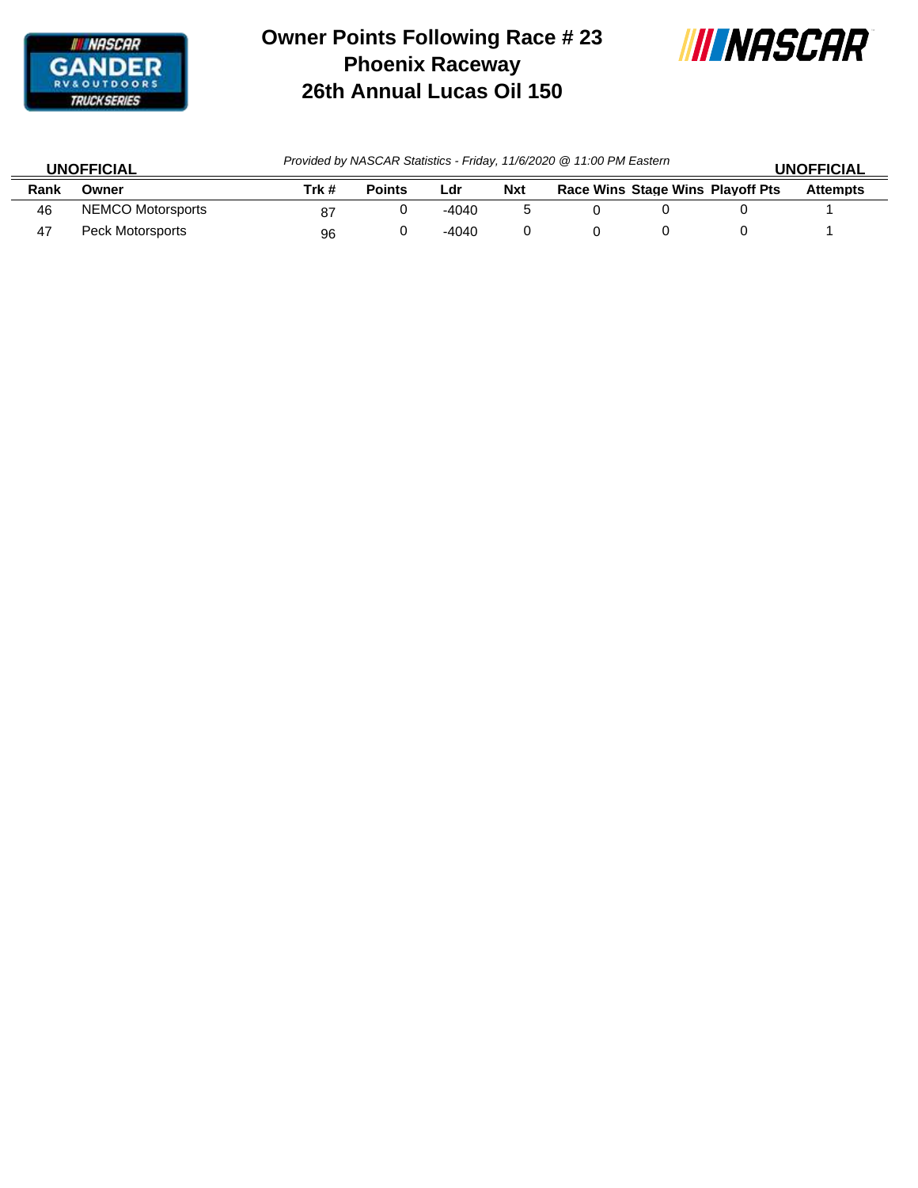# Owner Points Following Race # 23
## Phoenix Raceway
## 26th Annual Lucas Oil 150

UNOFFICIAL

*Provided by NASCAR Statistics - Friday, 11/6/2020 @ 11:00 PM Eastern*

UNOFFICIAL

| Rank | Owner | Trk # | Points | Ldr | Nxt | Race Wins | Stage Wins | Playoff Pts | Attempts |
|---|---|---|---|---|---|---|---|---|---|
| 46 | NEMCO Motorsports | 87 | 0 | -4040 | 5 | 0 | 0 | 0 | 1 |
| 47 | Peck Motorsports | 96 | 0 | -4040 | 0 | 0 | 0 | 0 | 1 |